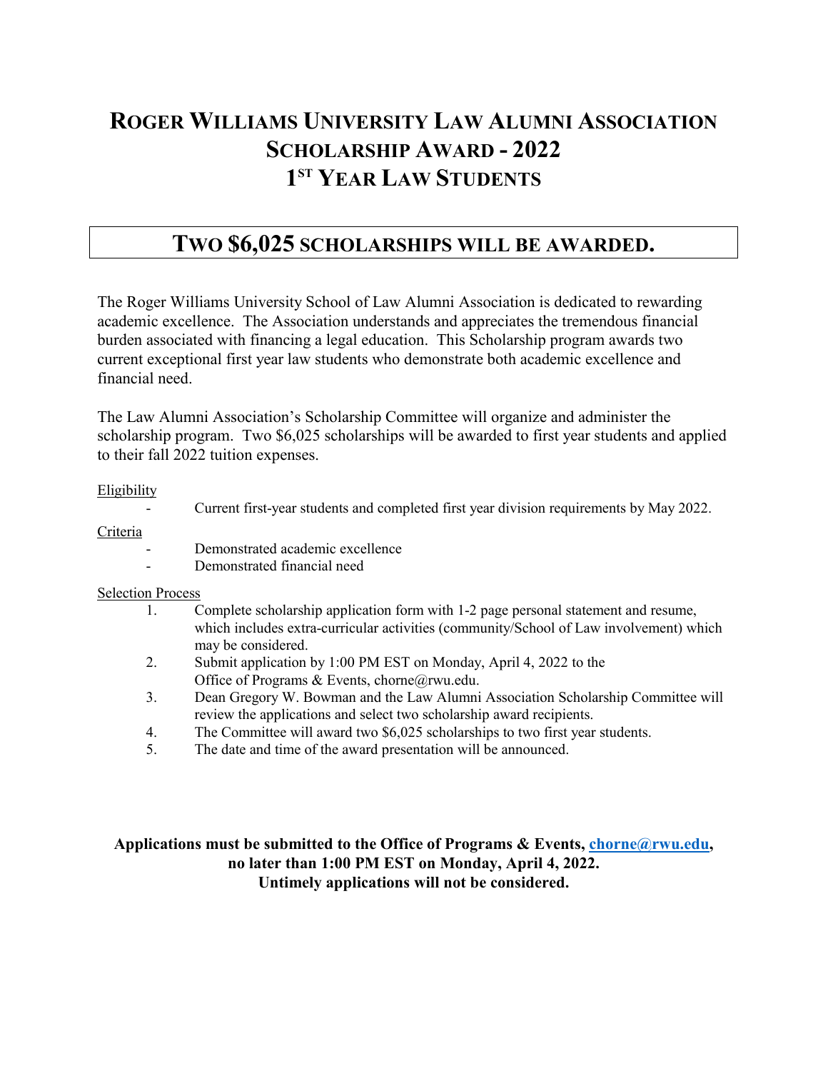# ROGER WILLIAMS UNIVERSITY LAW ALUMNI ASSOCIATION SCHOLARSHIP AWARD - 2022 1ST YEAR LAW STUDENTS

## TWO $6,025 SCHOLARSHIPS WILL BE AWARDED.

The Roger Williams University School of Law Alumni Association is dedicated to rewarding academic excellence. The Association understands and appreciates the tremendous financial burden associated with financing a legal education. This Scholarship program awards two current exceptional first year law students who demonstrate both academic excellence and financial need.

The Law Alumni Association's Scholarship Committee will organize and administer the scholarship program. Two $6,025 scholarships will be awarded to first year students and applied to their fall 2022 tuition expenses.

Eligibility

- Current first-year students and completed first year division requirements by May 2022.

Criteria

- Demonstrated academic excellence
- Demonstrated financial need

Selection Process

1. Complete scholarship application form with 1-2 page personal statement and resume, which includes extra-curricular activities (community/School of Law involvement) which may be considered.
2. Submit application by 1:00 PM EST on Monday, April 4, 2022 to the Office of Programs & Events, chorne@rwu.edu.
3. Dean Gregory W. Bowman and the Law Alumni Association Scholarship Committee will review the applications and select two scholarship award recipients.
4. The Committee will award two $6,025 scholarships to two first year students.
5. The date and time of the award presentation will be announced.

**Applications must be submitted to the Office of Programs & Events, chorne@rwu.edu, no later than 1:00 PM EST on Monday, April 4, 2022. Untimely applications will not be considered.**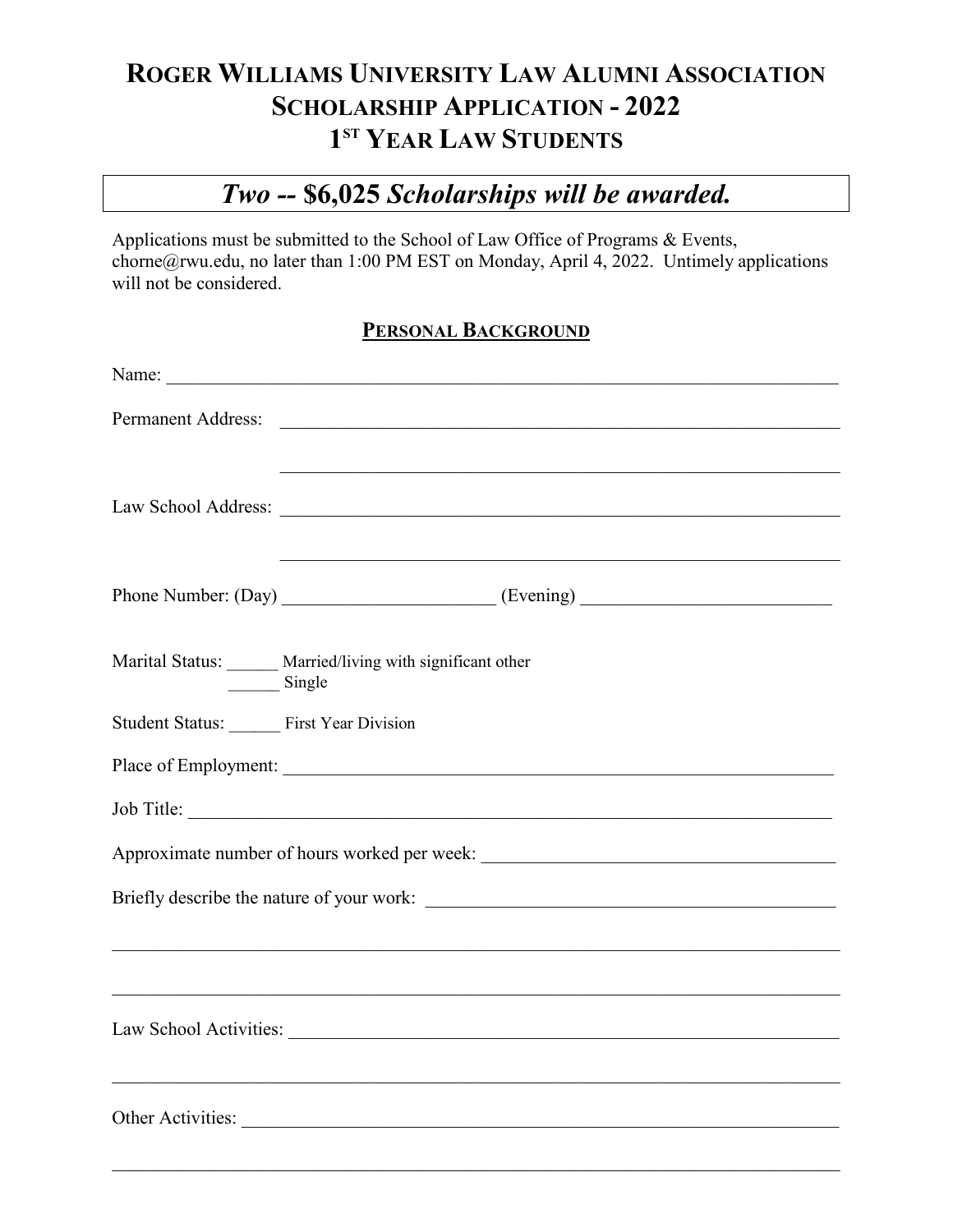# ROGER WILLIAMS UNIVERSITY LAW ALUMNI ASSOCIATION SCHOLARSHIP APPLICATION - 2022 1ST YEAR LAW STUDENTS

***Two -- $6,025 Scholarships will be awarded.***

Applications must be submitted to the School of Law Office of Programs & Events, chorne@rwu.edu, no later than 1:00 PM EST on Monday, April 4, 2022. Untimely applications will not be considered.

## PERSONAL BACKGROUND

Name: ______________________________________________________________________

Permanent Address: ______________________________________________________________

______________________________________________________________

Law School Address: ______________________________________________________________

______________________________________________________________

Phone Number: (Day) ______________________ (Evening) __________________________

Marital Status: ______ Married/living with significant other
______ Single

Student Status: ______ First Year Division

Place of Employment: ______________________________________________________________

Job Title: ______________________________________________________________________

Approximate number of hours worked per week: ____________________________________

Briefly describe the nature of your work: ___________________________________________

______________________________________________________________________________

______________________________________________________________________________

Law School Activities: ______________________________________________________________

______________________________________________________________________________

Other Activities: __________________________________________________________________

______________________________________________________________________________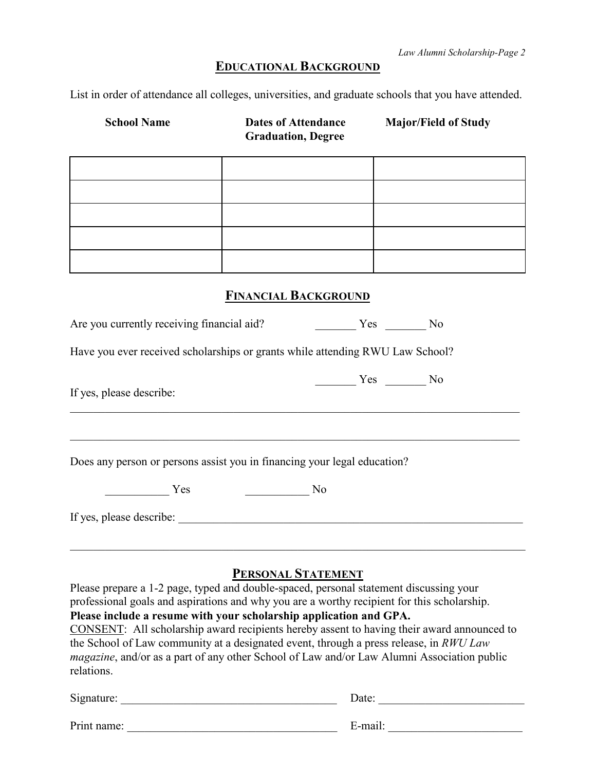## EDUCATIONAL BACKGROUND

List in order of attendance all colleges, universities, and graduate schools that you have attended.

| School Name | Dates of Attendance Graduation, Degree | Major/Field of Study |
|---|---|---|
| | | |
| | | |
| | | |
| | | |
| | | |

## FINANCIAL BACKGROUND

Are you currently receiving financial aid? _______ Yes _______ No

Have you ever received scholarships or grants while attending RWU Law School?

_______ Yes _______ No

If yes, please describe:

_______________________________________________________________________________

_______________________________________________________________________________

Does any person or persons assist you in financing your legal education?

___________ Yes ___________ No

If yes, please describe: _______________________________________________________________

_______________________________________________________________________________

## PERSONAL STATEMENT

Please prepare a 1-2 page, typed and double-spaced, personal statement discussing your professional goals and aspirations and why you are a worthy recipient for this scholarship.
**Please include a resume with your scholarship application and GPA.**

CONSENT: All scholarship award recipients hereby assent to having their award announced to the School of Law community at a designated event, through a press release, in *RWU Law magazine*, and/or as a part of any other School of Law and/or Law Alumni Association public relations.

Signature: _____________________________________ Date: _________________________

Print name: ____________________________________ E-mail: _______________________